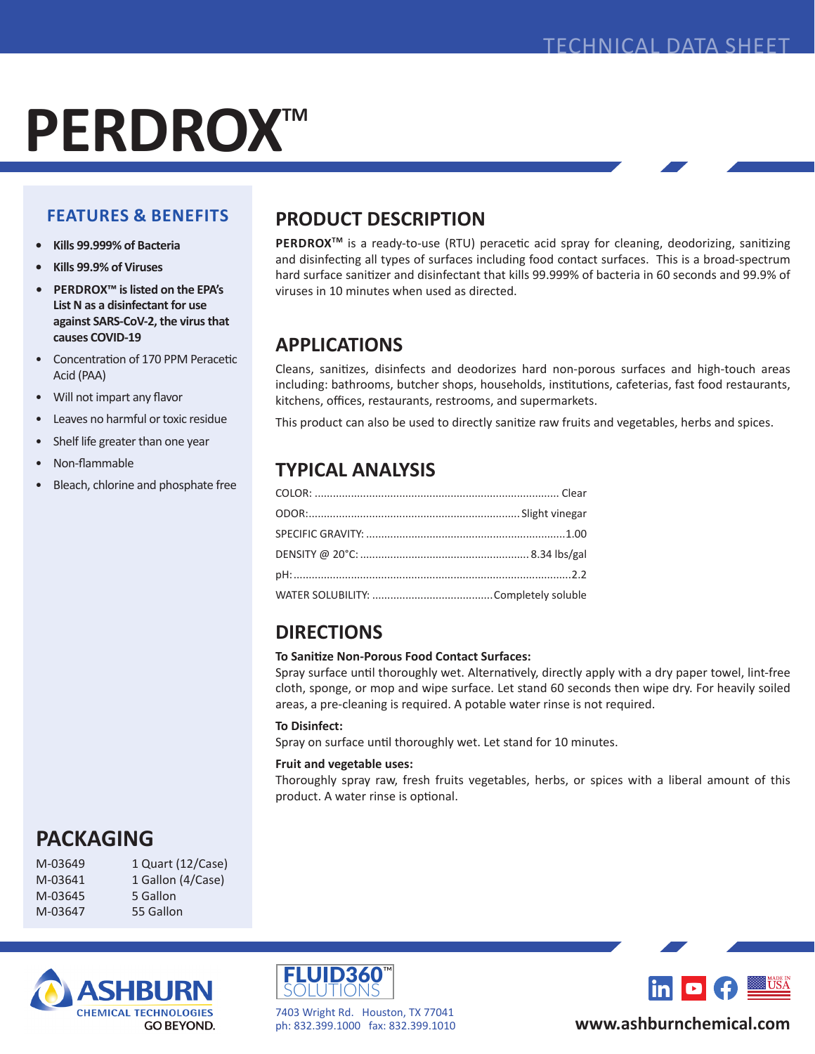TECHNICAL DATA SHEET

# PERDROX™

## FEATURES & BENEFITS

- **Kills 99.999% of Bacteria**
- **Kills 99.9% of Viruses**
- **PERDROX™ is listed on the EPA's List N as a disinfectant for use against SARS-CoV-2, the virus that causes COVID-19**
- Concentration of 170 PPM Peracetic Acid (PAA)
- Will not impart any flavor
- Leaves no harmful or toxic residue
- Shelf life greater than one year
- Non-flammable
- Bleach, chlorine and phosphate free

## PRODUCT DESCRIPTION

**PERDROX™** is a ready-to-use (RTU) peracetic acid spray for cleaning, deodorizing, sanitizing and disinfecting all types of surfaces including food contact surfaces. This is a broad-spectrum hard surface sanitizer and disinfectant that kills 99.999% of bacteria in 60 seconds and 99.9% of viruses in 10 minutes when used as directed.

## APPLICATIONS

Cleans, sanitizes, disinfects and deodorizes hard non-porous surfaces and high-touch areas including: bathrooms, butcher shops, households, institutions, cafeterias, fast food restaurants, kitchens, offices, restaurants, restrooms, and supermarkets.

This product can also be used to directly sanitize raw fruits and vegetables, herbs and spices.

## TYPICAL ANALYSIS

| Property | Value |
|---|---|
| COLOR: | Clear |
| ODOR: | Slight vinegar |
| SPECIFIC GRAVITY: | 1.00 |
| DENSITY @ 20°C: | 8.34 lbs/gal |
| pH: | 2.2 |
| WATER SOLUBILITY: | Completely soluble |

## DIRECTIONS

**To Sanitize Non-Porous Food Contact Surfaces:**
Spray surface until thoroughly wet. Alternatively, directly apply with a dry paper towel, lint-free cloth, sponge, or mop and wipe surface. Let stand 60 seconds then wipe dry. For heavily soiled areas, a pre-cleaning is required. A potable water rinse is not required.

**To Disinfect:**
Spray on surface until thoroughly wet. Let stand for 10 minutes.

**Fruit and vegetable uses:**
Thoroughly spray raw, fresh fruits vegetables, herbs, or spices with a liberal amount of this product. A water rinse is optional.

## PACKAGING

| Item | Size |
|---|---|
| M-03649 | 1 Quart (12/Case) |
| M-03641 | 1 Gallon (4/Case) |
| M-03645 | 5 Gallon |
| M-03647 | 55 Gallon |

ASHBURN CHEMICAL TECHNOLOGIES GO BEYOND.

FLUID360™ SOLUTIONS

7403 Wright Rd. Houston, TX 77041
ph: 832.399.1000 fax: 832.399.1010

www.ashburnchemical.com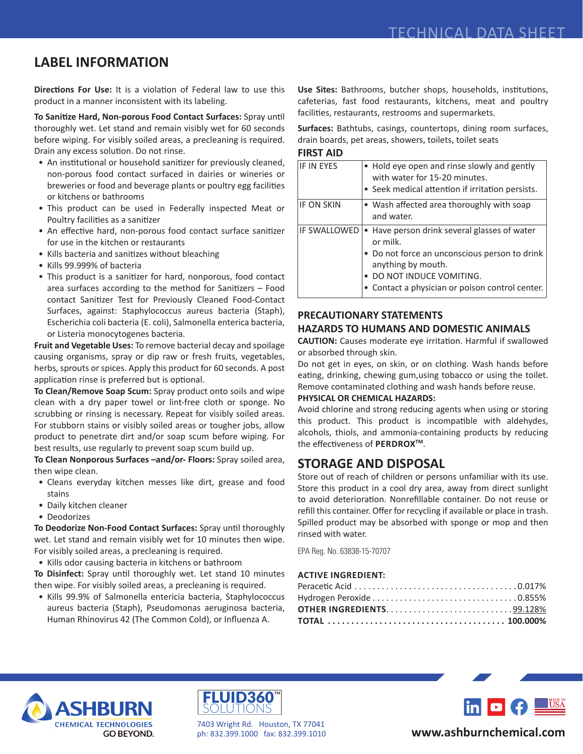## LABEL INFORMATION

**Directions For Use:** It is a violation of Federal law to use this product in a manner inconsistent with its labeling.

**To Sanitize Hard, Non-porous Food Contact Surfaces:** Spray until thoroughly wet. Let stand and remain visibly wet for 60 seconds before wiping. For visibly soiled areas, a precleaning is required. Drain any excess solution. Do not rinse.

- An institutional or household sanitizer for previously cleaned, non-porous food contact surfaced in dairies or wineries or breweries or food and beverage plants or poultry egg facilities or kitchens or bathrooms
- This product can be used in Federally inspected Meat or Poultry facilities as a sanitizer
- An effective hard, non-porous food contact surface sanitizer for use in the kitchen or restaurants
- Kills bacteria and sanitizes without bleaching
- Kills 99.999% of bacteria
- This product is a sanitizer for hard, nonporous, food contact area surfaces according to the method for Sanitizers – Food contact Sanitizer Test for Previously Cleaned Food-Contact Surfaces, against: Staphylococcus aureus bacteria (Staph), Escherichia coli bacteria (E. coli), Salmonella enterica bacteria, or Listeria monocytogenes bacteria.

**Fruit and Vegetable Uses:** To remove bacterial decay and spoilage causing organisms, spray or dip raw or fresh fruits, vegetables, herbs, sprouts or spices. Apply this product for 60 seconds. A post application rinse is preferred but is optional.

**To Clean/Remove Soap Scum:** Spray product onto soils and wipe clean with a dry paper towel or lint-free cloth or sponge. No scrubbing or rinsing is necessary. Repeat for visibly soiled areas. For stubborn stains or visibly soiled areas or tougher jobs, allow product to penetrate dirt and/or soap scum before wiping. For best results, use regularly to prevent soap scum build up.

**To Clean Nonporous Surfaces –and/or- Floors:** Spray soiled area, then wipe clean.

- Cleans everyday kitchen messes like dirt, grease and food stains
- Daily kitchen cleaner
- Deodorizes

**To Deodorize Non-Food Contact Surfaces:** Spray until thoroughly wet. Let stand and remain visibly wet for 10 minutes then wipe. For visibly soiled areas, a precleaning is required.

- Kills odor causing bacteria in kitchens or bathroom

**To Disinfect:** Spray until thoroughly wet. Let stand 10 minutes then wipe. For visibly soiled areas, a precleaning is required.

- Kills 99.9% of Salmonella entericia bacteria, Staphylococcus aureus bacteria (Staph), Pseudomonas aeruginosa bacteria, Human Rhinovirus 42 (The Common Cold), or Influenza A.

**Use Sites:** Bathrooms, butcher shops, households, institutions, cafeterias, fast food restaurants, kitchens, meat and poultry facilities, restaurants, restrooms and supermarkets.

**Surfaces:** Bathtubs, casings, countertops, dining room surfaces, drain boards, pet areas, showers, toilets, toilet seats

### FIRST AID

| | |
|---|---|
| IF IN EYES | • Hold eye open and rinse slowly and gently with water for 15-20 minutes.<br>• Seek medical attention if irritation persists. |
| IF ON SKIN | • Wash affected area thoroughly with soap and water. |
| IF SWALLOWED | • Have person drink several glasses of water or milk.<br>• Do not force an unconscious person to drink anything by mouth.<br>• DO NOT INDUCE VOMITING.<br>• Contact a physician or poison control center. |

### PRECAUTIONARY STATEMENTS

### HAZARDS TO HUMANS AND DOMESTIC ANIMALS

**CAUTION:** Causes moderate eye irritation. Harmful if swallowed or absorbed through skin.

Do not get in eyes, on skin, or on clothing. Wash hands before eating, drinking, chewing gum,using tobacco or using the toilet. Remove contaminated clothing and wash hands before reuse.

**PHYSICAL OR CHEMICAL HAZARDS:**

Avoid chlorine and strong reducing agents when using or storing this product. This product is incompatible with aldehydes, alcohols, thiols, and ammonia-containing products by reducing the effectiveness of **PERDROX™**.

## STORAGE AND DISPOSAL

Store out of reach of children or persons unfamiliar with its use. Store this product in a cool dry area, away from direct sunlight to avoid deterioration. Nonrefillable container. Do not reuse or refill this container. Offer for recycling if available or place in trash. Spilled product may be absorbed with sponge or mop and then rinsed with water.

EPA Reg. No. 63838-15-70707

**ACTIVE INGREDIENT:**

Peracetic Acid .................................... 0.017%
Hydrogen Peroxide ................................ 0.855%
**OTHER INGREDIENTS**............................ 99.128%
**TOTAL ...................................... 100.000%**

ASHBURN CHEMICAL TECHNOLOGIES GO BEYOND.

FLUID360™ SOLUTIONS

7403 Wright Rd. Houston, TX 77041
ph: 832.399.1000 fax: 832.399.1010

www.ashburnchemical.com